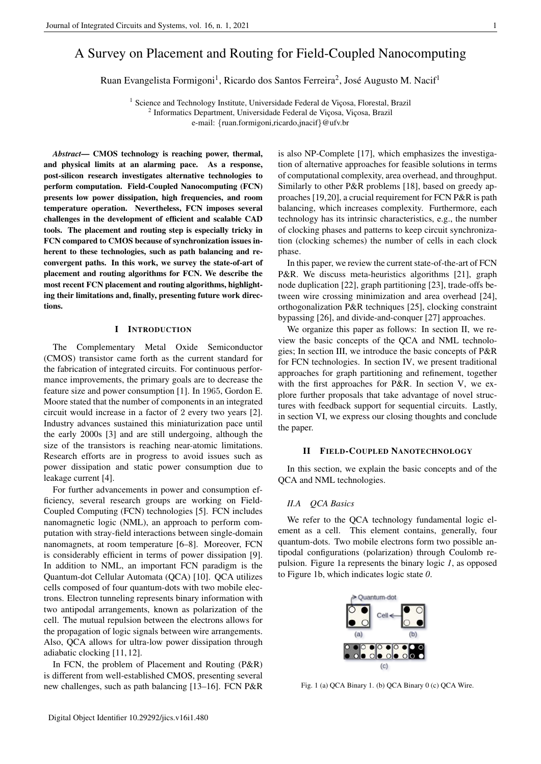# A Survey on Placement and Routing for Field-Coupled Nanocomputing

Ruan Evangelista Formigoni[1], Ricardo dos Santos Ferreira[2], José Augusto M. Nacif[1]

[1] Science and Technology Institute, Universidade Federal de Viçosa, Florestal, Brazil
[2] Informatics Department, Universidade Federal de Viçosa, Viçosa, Brazil
e-mail: {ruan.formigoni,ricardo,jnacif}@ufv.br

***Abstract*— CMOS technology is reaching power, thermal, and physical limits at an alarming pace. As a response, post-silicon research investigates alternative technologies to perform computation. Field-Coupled Nanocomputing (FCN) presents low power dissipation, high frequencies, and room temperature operation. Nevertheless, FCN imposes several challenges in the development of efficient and scalable CAD tools. The placement and routing step is especially tricky in FCN compared to CMOS because of synchronization issues inherent to these technologies, such as path balancing and reconvergent paths. In this work, we survey the state-of-art of placement and routing algorithms for FCN. We describe the most recent FCN placement and routing algorithms, highlighting their limitations and, finally, presenting future work directions.**

## I Introduction

The Complementary Metal Oxide Semiconductor (CMOS) transistor came forth as the current standard for the fabrication of integrated circuits. For continuous performance improvements, the primary goals are to decrease the feature size and power consumption [1]. In 1965, Gordon E. Moore stated that the number of components in an integrated circuit would increase in a factor of 2 every two years [2]. Industry advances sustained this miniaturization pace until the early 2000s [3] and are still undergoing, although the size of the transistors is reaching near-atomic limitations. Research efforts are in progress to avoid issues such as power dissipation and static power consumption due to leakage current [4].

For further advancements in power and consumption efficiency, several research groups are working on Field-Coupled Computing (FCN) technologies [5]. FCN includes nanomagnetic logic (NML), an approach to perform computation with stray-field interactions between single-domain nanomagnets, at room temperature [6–8]. Moreover, FCN is considerably efficient in terms of power dissipation [9]. In addition to NML, an important FCN paradigm is the Quantum-dot Cellular Automata (QCA) [10]. QCA utilizes cells composed of four quantum-dots with two mobile electrons. Electron tunneling represents binary information with two antipodal arrangements, known as polarization of the cell. The mutual repulsion between the electrons allows for the propagation of logic signals between wire arrangements. Also, QCA allows for ultra-low power dissipation through adiabatic clocking [11, 12].

In FCN, the problem of Placement and Routing (P&R) is different from well-established CMOS, presenting several new challenges, such as path balancing [13–16]. FCN P&R is also NP-Complete [17], which emphasizes the investigation of alternative approaches for feasible solutions in terms of computational complexity, area overhead, and throughput. Similarly to other P&R problems [18], based on greedy approaches [19, 20], a crucial requirement for FCN P&R is path balancing, which increases complexity. Furthermore, each technology has its intrinsic characteristics, e.g., the number of clocking phases and patterns to keep circuit synchronization (clocking schemes) the number of cells in each clock phase.

In this paper, we review the current state-of-the-art of FCN P&R. We discuss meta-heuristics algorithms [21], graph node duplication [22], graph partitioning [23], trade-offs between wire crossing minimization and area overhead [24], orthogonalization P&R techniques [25], clocking constraint bypassing [26], and divide-and-conquer [27] approaches.

We organize this paper as follows: In section II, we review the basic concepts of the QCA and NML technologies; In section III, we introduce the basic concepts of P&R for FCN technologies. In section IV, we present traditional approaches for graph partitioning and refinement, together with the first approaches for P&R. In section V, we explore further proposals that take advantage of novel structures with feedback support for sequential circuits. Lastly, in section VI, we express our closing thoughts and conclude the paper.

## II Field-Coupled Nanotechnology

In this section, we explain the basic concepts and of the QCA and NML technologies.

### II.A QCA Basics

We refer to the QCA technology fundamental logic element as a cell. This element contains, generally, four quantum-dots. Two mobile electrons form two possible antipodal configurations (polarization) through Coulomb repulsion. Figure 1a represents the binary logic *1*, as opposed to Figure 1b, which indicates logic state *0*.

Fig. 1 (a) QCA Binary 1. (b) QCA Binary 0 (c) QCA Wire.

Digital Object Identifier 10.29292/jics.v16i1.480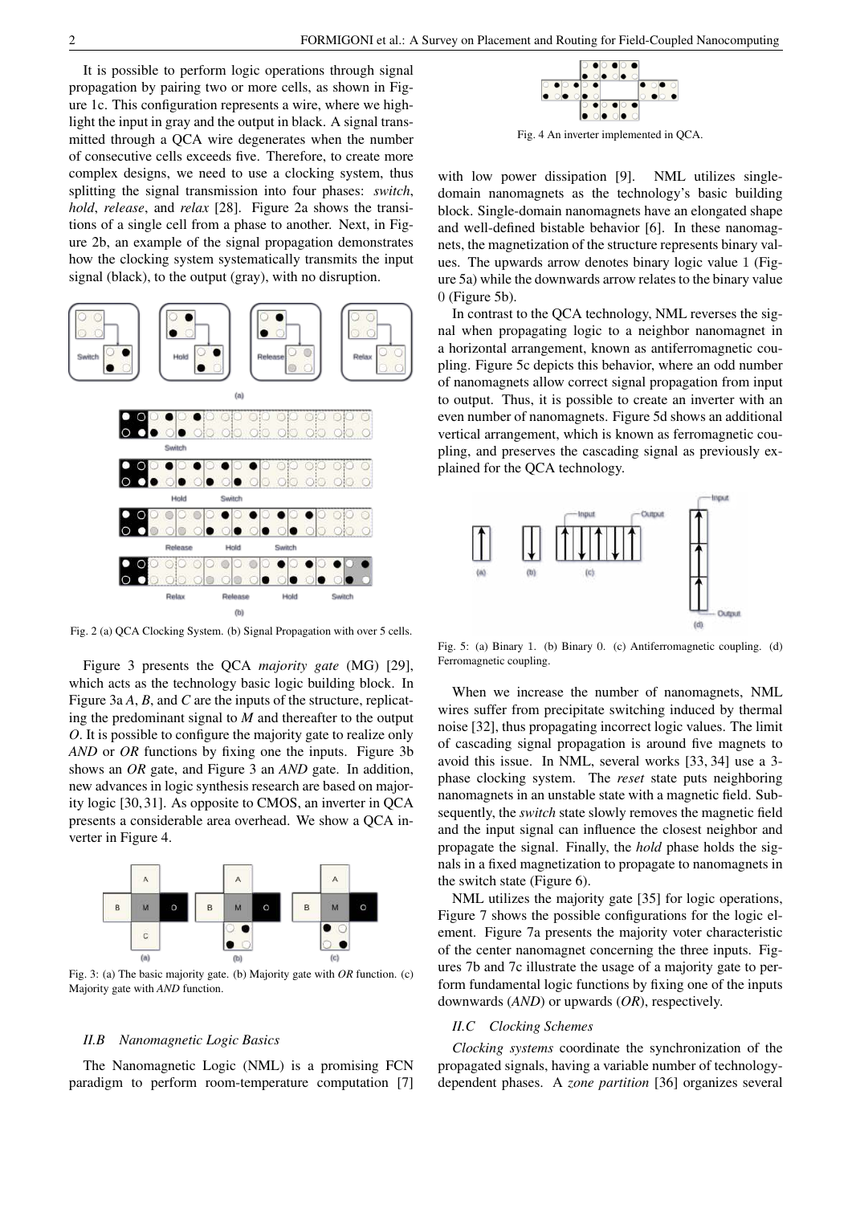It is possible to perform logic operations through signal propagation by pairing two or more cells, as shown in Figure 1c. This configuration represents a wire, where we highlight the input in gray and the output in black. A signal transmitted through a QCA wire degenerates when the number of consecutive cells exceeds five. Therefore, to create more complex designs, we need to use a clocking system, thus splitting the signal transmission into four phases: *switch*, *hold*, *release*, and *relax* [28]. Figure 2a shows the transitions of a single cell from a phase to another. Next, in Figure 2b, an example of the signal propagation demonstrates how the clocking system systematically transmits the input signal (black), to the output (gray), with no disruption.

Fig. 2 (a) QCA Clocking System. (b) Signal Propagation with over 5 cells.

Figure 3 presents the QCA *majority gate* (MG) [29], which acts as the technology basic logic building block. In Figure 3a *A*, *B*, and *C* are the inputs of the structure, replicating the predominant signal to *M* and thereafter to the output *O*. It is possible to configure the majority gate to realize only *AND* or *OR* functions by fixing one the inputs. Figure 3b shows an *OR* gate, and Figure 3 an *AND* gate. In addition, new advances in logic synthesis research are based on majority logic [30, 31]. As opposite to CMOS, an inverter in QCA presents a considerable area overhead. We show a QCA inverter in Figure 4.

Fig. 3: (a) The basic majority gate. (b) Majority gate with *OR* function. (c) Majority gate with *AND* function.

### II.B Nanomagnetic Logic Basics

The Nanomagnetic Logic (NML) is a promising FCN paradigm to perform room-temperature computation [7] with low power dissipation [9]. NML utilizes single-domain nanomagnets as the technology's basic building block. Single-domain nanomagnets have an elongated shape and well-defined bistable behavior [6]. In these nanomagnets, the magnetization of the structure represents binary values. The upwards arrow denotes binary logic value 1 (Figure 5a) while the downwards arrow relates to the binary value 0 (Figure 5b).

Fig. 4 An inverter implemented in QCA.

In contrast to the QCA technology, NML reverses the signal when propagating logic to a neighbor nanomagnet in a horizontal arrangement, known as antiferromagnetic coupling. Figure 5c depicts this behavior, where an odd number of nanomagnets allow correct signal propagation from input to output. Thus, it is possible to create an inverter with an even number of nanomagnets. Figure 5d shows an additional vertical arrangement, which is known as ferromagnetic coupling, and preserves the cascading signal as previously explained for the QCA technology.

Fig. 5: (a) Binary 1. (b) Binary 0. (c) Antiferromagnetic coupling. (d) Ferromagnetic coupling.

When we increase the number of nanomagnets, NML wires suffer from precipitate switching induced by thermal noise [32], thus propagating incorrect logic values. The limit of cascading signal propagation is around five magnets to avoid this issue. In NML, several works [33, 34] use a 3-phase clocking system. The *reset* state puts neighboring nanomagnets in an unstable state with a magnetic field. Subsequently, the *switch* state slowly removes the magnetic field and the input signal can influence the closest neighbor and propagate the signal. Finally, the *hold* phase holds the signals in a fixed magnetization to propagate to nanomagnets in the switch state (Figure 6).

NML utilizes the majority gate [35] for logic operations, Figure 7 shows the possible configurations for the logic element. Figure 7a presents the majority voter characteristic of the center nanomagnet concerning the three inputs. Figures 7b and 7c illustrate the usage of a majority gate to perform fundamental logic functions by fixing one of the inputs downwards (*AND*) or upwards (*OR*), respectively.

### II.C Clocking Schemes

*Clocking systems* coordinate the synchronization of the propagated signals, having a variable number of technology-dependent phases. A *zone partition* [36] organizes several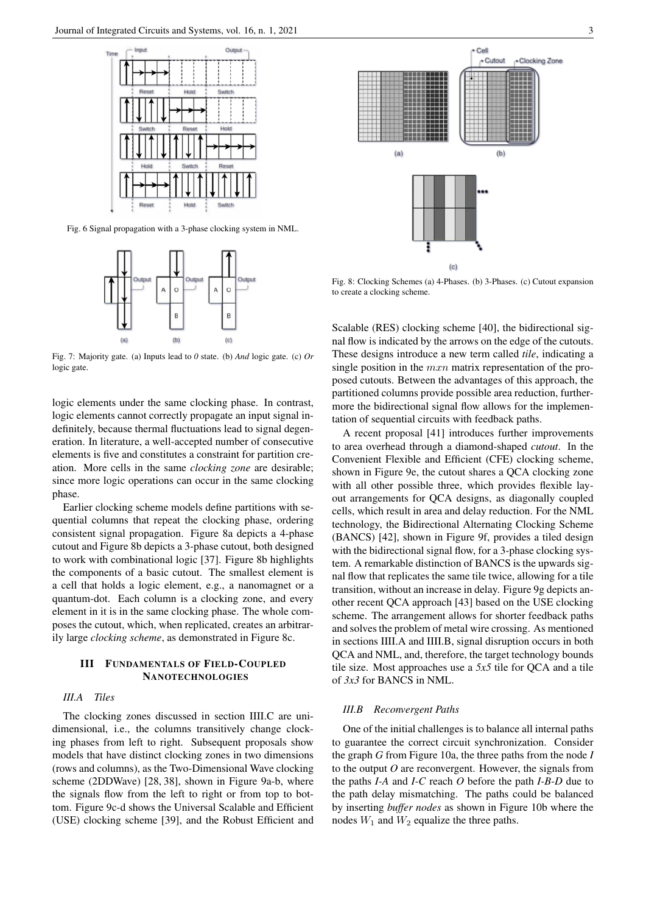Fig. 6 Signal propagation with a 3-phase clocking system in NML.

Fig. 7: Majority gate. (a) Inputs lead to *0* state. (b) *And* logic gate. (c) *Or* logic gate.

logic elements under the same clocking phase. In contrast, logic elements cannot correctly propagate an input signal indefinitely, because thermal fluctuations lead to signal degeneration. In literature, a well-accepted number of consecutive elements is five and constitutes a constraint for partition creation. More cells in the same *clocking zone* are desirable; since more logic operations can occur in the same clocking phase.

Earlier clocking scheme models define partitions with sequential columns that repeat the clocking phase, ordering consistent signal propagation. Figure 8a depicts a 4-phase cutout and Figure 8b depicts a 3-phase cutout, both designed to work with combinational logic [37]. Figure 8b highlights the components of a basic cutout. The smallest element is a cell that holds a logic element, e.g., a nanomagnet or a quantum-dot. Each column is a clocking zone, and every element in it is in the same clocking phase. The whole composes the cutout, which, when replicated, creates an arbitrarily large *clocking scheme*, as demonstrated in Figure 8c.

## III FUNDAMENTALS OF FIELD-COUPLED NANOTECHNOLOGIES

### III.A Tiles

The clocking zones discussed in section IIII.C are unidimensional, i.e., the columns transitively change clocking phases from left to right. Subsequent proposals show models that have distinct clocking zones in two dimensions (rows and columns), as the Two-Dimensional Wave clocking scheme (2DDWave) [28, 38], shown in Figure 9a-b, where the signals flow from the left to right or from top to bottom. Figure 9c-d shows the Universal Scalable and Efficient (USE) clocking scheme [39], and the Robust Efficient and

Fig. 8: Clocking Schemes (a) 4-Phases. (b) 3-Phases. (c) Cutout expansion to create a clocking scheme.

Scalable (RES) clocking scheme [40], the bidirectional signal flow is indicated by the arrows on the edge of the cutouts. These designs introduce a new term called *tile*, indicating a single position in the $mxn$ matrix representation of the proposed cutouts. Between the advantages of this approach, the partitioned columns provide possible area reduction, furthermore the bidirectional signal flow allows for the implementation of sequential circuits with feedback paths.

A recent proposal [41] introduces further improvements to area overhead through a diamond-shaped *cutout*. In the Convenient Flexible and Efficient (CFE) clocking scheme, shown in Figure 9e, the cutout shares a QCA clocking zone with all other possible three, which provides flexible layout arrangements for QCA designs, as diagonally coupled cells, which result in area and delay reduction. For the NML technology, the Bidirectional Alternating Clocking Scheme (BANCS) [42], shown in Figure 9f, provides a tiled design with the bidirectional signal flow, for a 3-phase clocking system. A remarkable distinction of BANCS is the upwards signal flow that replicates the same tile twice, allowing for a tile transition, without an increase in delay. Figure 9g depicts another recent QCA approach [43] based on the USE clocking scheme. The arrangement allows for shorter feedback paths and solves the problem of metal wire crossing. As mentioned in sections IIII.A and IIII.B, signal disruption occurs in both QCA and NML, and, therefore, the target technology bounds tile size. Most approaches use a *5x5* tile for QCA and a tile of *3x3* for BANCS in NML.

### III.B Reconvergent Paths

One of the initial challenges is to balance all internal paths to guarantee the correct circuit synchronization. Consider the graph *G* from Figure 10a, the three paths from the node *I* to the output *O* are reconvergent. However, the signals from the paths *I-A* and *I-C* reach *O* before the path *I-B-D* due to the path delay mismatching. The paths could be balanced by inserting *buffer nodes* as shown in Figure 10b where the nodes $W_1$ and $W_2$ equalize the three paths.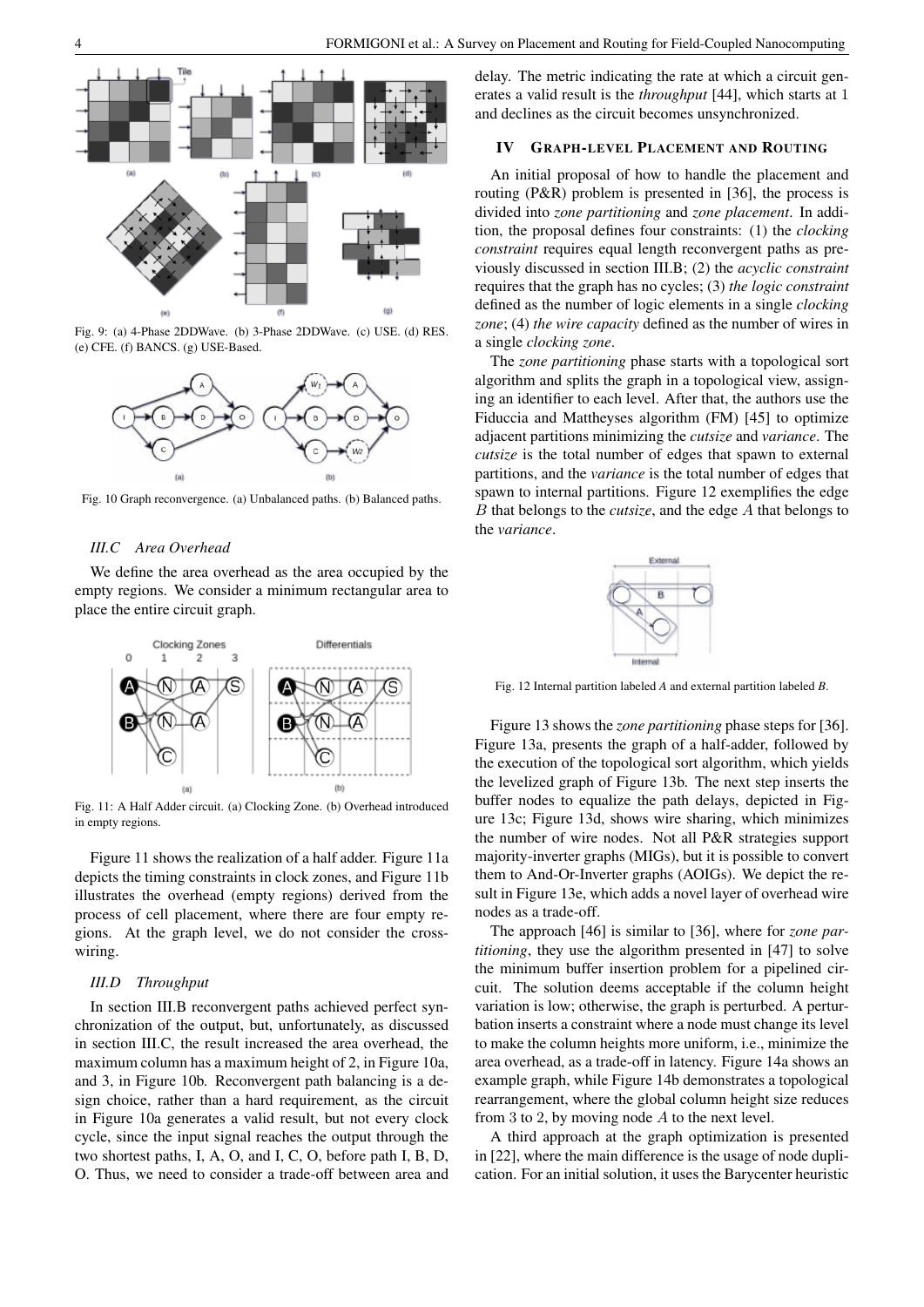Fig. 9: (a) 4-Phase 2DDWave. (b) 3-Phase 2DDWave. (c) USE. (d) RES. (e) CFE. (f) BANCS. (g) USE-Based.

Fig. 10 Graph reconvergence. (a) Unbalanced paths. (b) Balanced paths.

### III.C Area Overhead

We define the area overhead as the area occupied by the empty regions. We consider a minimum rectangular area to place the entire circuit graph.

Fig. 11: A Half Adder circuit. (a) Clocking Zone. (b) Overhead introduced in empty regions.

Figure 11 shows the realization of a half adder. Figure 11a depicts the timing constraints in clock zones, and Figure 11b illustrates the overhead (empty regions) derived from the process of cell placement, where there are four empty regions. At the graph level, we do not consider the cross-wiring.

### III.D Throughput

In section III.B reconvergent paths achieved perfect synchronization of the output, but, unfortunately, as discussed in section III.C, the result increased the area overhead, the maximum column has a maximum height of 2, in Figure 10a, and 3, in Figure 10b. Reconvergent path balancing is a design choice, rather than a hard requirement, as the circuit in Figure 10a generates a valid result, but not every clock cycle, since the input signal reaches the output through the two shortest paths, I, A, O, and I, C, O, before path I, B, D, O. Thus, we need to consider a trade-off between area and delay. The metric indicating the rate at which a circuit generates a valid result is the *throughput* [44], which starts at 1 and declines as the circuit becomes unsynchronized.

## IV Graph-level Placement and Routing

An initial proposal of how to handle the placement and routing (P&R) problem is presented in [36], the process is divided into *zone partitioning* and *zone placement*. In addition, the proposal defines four constraints: (1) the *clocking constraint* requires equal length reconvergent paths as previously discussed in section III.B; (2) the *acyclic constraint* requires that the graph has no cycles; (3) *the logic constraint* defined as the number of logic elements in a single *clocking zone*; (4) *the wire capacity* defined as the number of wires in a single *clocking zone*.

The *zone partitioning* phase starts with a topological sort algorithm and splits the graph in a topological view, assigning an identifier to each level. After that, the authors use the Fiduccia and Mattheyses algorithm (FM) [45] to optimize adjacent partitions minimizing the *cutsize* and *variance*. The *cutsize* is the total number of edges that spawn to external partitions, and the *variance* is the total number of edges that spawn to internal partitions. Figure 12 exemplifies the edge $B$ that belongs to the *cutsize*, and the edge $A$ that belongs to the *variance*.

Fig. 12 Internal partition labeled *A* and external partition labeled *B*.

Figure 13 shows the *zone partitioning* phase steps for [36]. Figure 13a, presents the graph of a half-adder, followed by the execution of the topological sort algorithm, which yields the levelized graph of Figure 13b. The next step inserts the buffer nodes to equalize the path delays, depicted in Figure 13c; Figure 13d, shows wire sharing, which minimizes the number of wire nodes. Not all P&R strategies support majority-inverter graphs (MIGs), but it is possible to convert them to And-Or-Inverter graphs (AOIGs). We depict the result in Figure 13e, which adds a novel layer of overhead wire nodes as a trade-off.

The approach [46] is similar to [36], where for *zone partitioning*, they use the algorithm presented in [47] to solve the minimum buffer insertion problem for a pipelined circuit. The solution deems acceptable if the column height variation is low; otherwise, the graph is perturbed. A perturbation inserts a constraint where a node must change its level to make the column heights more uniform, i.e., minimize the area overhead, as a trade-off in latency. Figure 14a shows an example graph, while Figure 14b demonstrates a topological rearrangement, where the global column height size reduces from 3 to 2, by moving node $A$ to the next level.

A third approach at the graph optimization is presented in [22], where the main difference is the usage of node duplication. For an initial solution, it uses the Barycenter heuristic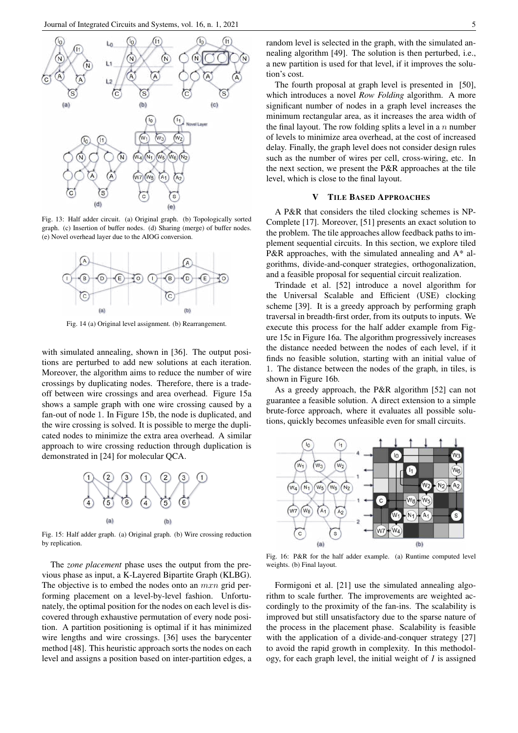Fig. 13: Half adder circuit. (a) Original graph. (b) Topologically sorted graph. (c) Insertion of buffer nodes. (d) Sharing (merge) of buffer nodes. (e) Novel overhead layer due to the AIOG conversion.

Fig. 14 (a) Original level assignment. (b) Rearrangement.

with simulated annealing, shown in [36]. The output positions are perturbed to add new solutions at each iteration. Moreover, the algorithm aims to reduce the number of wire crossings by duplicating nodes. Therefore, there is a trade-off between wire crossings and area overhead. Figure 15a shows a sample graph with one wire crossing caused by a fan-out of node 1. In Figure 15b, the node is duplicated, and the wire crossing is solved. It is possible to merge the duplicated nodes to minimize the extra area overhead. A similar approach to wire crossing reduction through duplication is demonstrated in [24] for molecular QCA.

Fig. 15: Half adder graph. (a) Original graph. (b) Wire crossing reduction by replication.

The *zone placement* phase uses the output from the previous phase as input, a K-Layered Bipartite Graph (KLBG). The objective is to embed the nodes onto an $mxn$ grid performing placement on a level-by-level fashion. Unfortunately, the optimal position for the nodes on each level is discovered through exhaustive permutation of every node position. A partition positioning is optimal if it has minimized wire lengths and wire crossings. [36] uses the barycenter method [48]. This heuristic approach sorts the nodes on each level and assigns a position based on inter-partition edges, a random level is selected in the graph, with the simulated annealing algorithm [49]. The solution is then perturbed, i.e., a new partition is used for that level, if it improves the solution's cost.

The fourth proposal at graph level is presented in [50], which introduces a novel *Row Folding* algorithm. A more significant number of nodes in a graph level increases the minimum rectangular area, as it increases the area width of the final layout. The row folding splits a level in a $n$ number of levels to minimize area overhead, at the cost of increased delay. Finally, the graph level does not consider design rules such as the number of wires per cell, cross-wiring, etc. In the next section, we present the P&R approaches at the tile level, which is close to the final layout.

## V Tile Based Approaches

A P&R that considers the tiled clocking schemes is NP-Complete [17]. Moreover, [51] presents an exact solution to the problem. The tile approaches allow feedback paths to implement sequential circuits. In this section, we explore tiled P&R approaches, with the simulated annealing and A* algorithms, divide-and-conquer strategies, orthogonalization, and a feasible proposal for sequential circuit realization.

Trindade et al. [52] introduce a novel algorithm for the Universal Scalable and Efficient (USE) clocking scheme [39]. It is a greedy approach by performing graph traversal in breadth-first order, from its outputs to inputs. We execute this process for the half adder example from Figure 15c in Figure 16a. The algorithm progressively increases the distance needed between the nodes of each level, if it finds no feasible solution, starting with an initial value of 1. The distance between the nodes of the graph, in tiles, is shown in Figure 16b.

As a greedy approach, the P&R algorithm [52] can not guarantee a feasible solution. A direct extension to a simple brute-force approach, where it evaluates all possible solutions, quickly becomes unfeasible even for small circuits.

Fig. 16: P&R for the half adder example. (a) Runtime computed level weights. (b) Final layout.

Formigoni et al. [21] use the simulated annealing algorithm to scale further. The improvements are weighted accordingly to the proximity of the fan-ins. The scalability is improved but still unsatisfactory due to the sparse nature of the process in the placement phase. Scalability is feasible with the application of a divide-and-conquer strategy [27] to avoid the rapid growth in complexity. In this methodology, for each graph level, the initial weight of *1* is assigned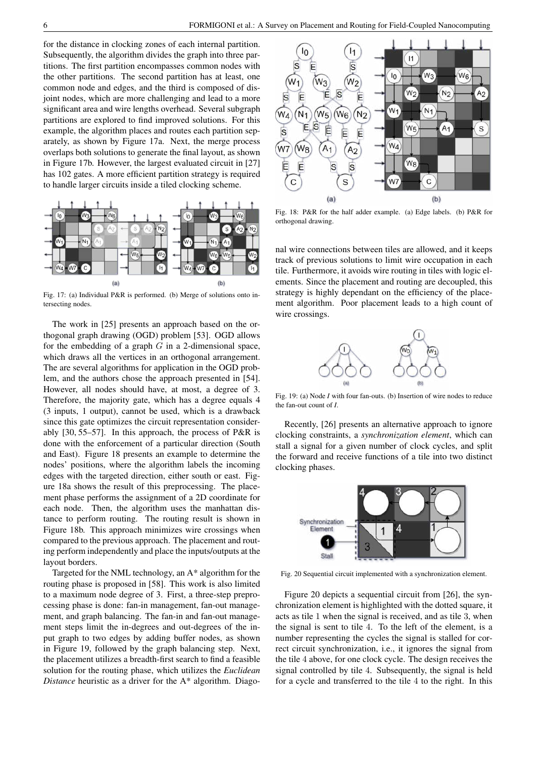for the distance in clocking zones of each internal partition. Subsequently, the algorithm divides the graph into three partitions. The first partition encompasses common nodes with the other partitions. The second partition has at least, one common node and edges, and the third is composed of disjoint nodes, which are more challenging and lead to a more significant area and wire lengths overhead. Several subgraph partitions are explored to find improved solutions. For this example, the algorithm places and routes each partition separately, as shown by Figure 17a. Next, the merge process overlaps both solutions to generate the final layout, as shown in Figure 17b. However, the largest evaluated circuit in [27] has 102 gates. A more efficient partition strategy is required to handle larger circuits inside a tiled clocking scheme.

Fig. 17: (a) Individual P&R is performed. (b) Merge of solutions onto intersecting nodes.

The work in [25] presents an approach based on the orthogonal graph drawing (OGD) problem [53]. OGD allows for the embedding of a graph $G$ in a 2-dimensional space, which draws all the vertices in an orthogonal arrangement. The are several algorithms for application in the OGD problem, and the authors chose the approach presented in [54]. However, all nodes should have, at most, a degree of 3. Therefore, the majority gate, which has a degree equals 4 (3 inputs, 1 output), cannot be used, which is a drawback since this gate optimizes the circuit representation considerably [30, 55–57]. In this approach, the process of P&R is done with the enforcement of a particular direction (South and East). Figure 18 presents an example to determine the nodes' positions, where the algorithm labels the incoming edges with the targeted direction, either south or east. Figure 18a shows the result of this preprocessing. The placement phase performs the assignment of a 2D coordinate for each node. Then, the algorithm uses the manhattan distance to perform routing. The routing result is shown in Figure 18b. This approach minimizes wire crossings when compared to the previous approach. The placement and routing perform independently and place the inputs/outputs at the layout borders.

Targeted for the NML technology, an A* algorithm for the routing phase is proposed in [58]. This work is also limited to a maximum node degree of 3. First, a three-step preprocessing phase is done: fan-in management, fan-out management, and graph balancing. The fan-in and fan-out management steps limit the in-degrees and out-degrees of the input graph to two edges by adding buffer nodes, as shown in Figure 19, followed by the graph balancing step. Next, the placement utilizes a breadth-first search to find a feasible solution for the routing phase, which utilizes the *Euclidean Distance* heuristic as a driver for the A* algorithm. Diagonal wire connections between tiles are allowed, and it keeps track of previous solutions to limit wire occupation in each tile. Furthermore, it avoids wire routing in tiles with logic elements. Since the placement and routing are decoupled, this strategy is highly dependant on the efficiency of the placement algorithm. Poor placement leads to a high count of wire crossings.

Fig. 18: P&R for the half adder example. (a) Edge labels. (b) P&R for orthogonal drawing.

Fig. 19: (a) Node *I* with four fan-outs. (b) Insertion of wire nodes to reduce the fan-out count of *I*.

Recently, [26] presents an alternative approach to ignore clocking constraints, a *synchronization element*, which can stall a signal for a given number of clock cycles, and split the forward and receive functions of a tile into two distinct clocking phases.

Fig. 20 Sequential circuit implemented with a synchronization element.

Figure 20 depicts a sequential circuit from [26], the synchronization element is highlighted with the dotted square, it acts as tile 1 when the signal is received, and as tile 3, when the signal is sent to tile 4. To the left of the element, is a number representing the cycles the signal is stalled for correct circuit synchronization, i.e., it ignores the signal from the tile 4 above, for one clock cycle. The design receives the signal controlled by tile 4. Subsequently, the signal is held for a cycle and transferred to the tile 4 to the right. In this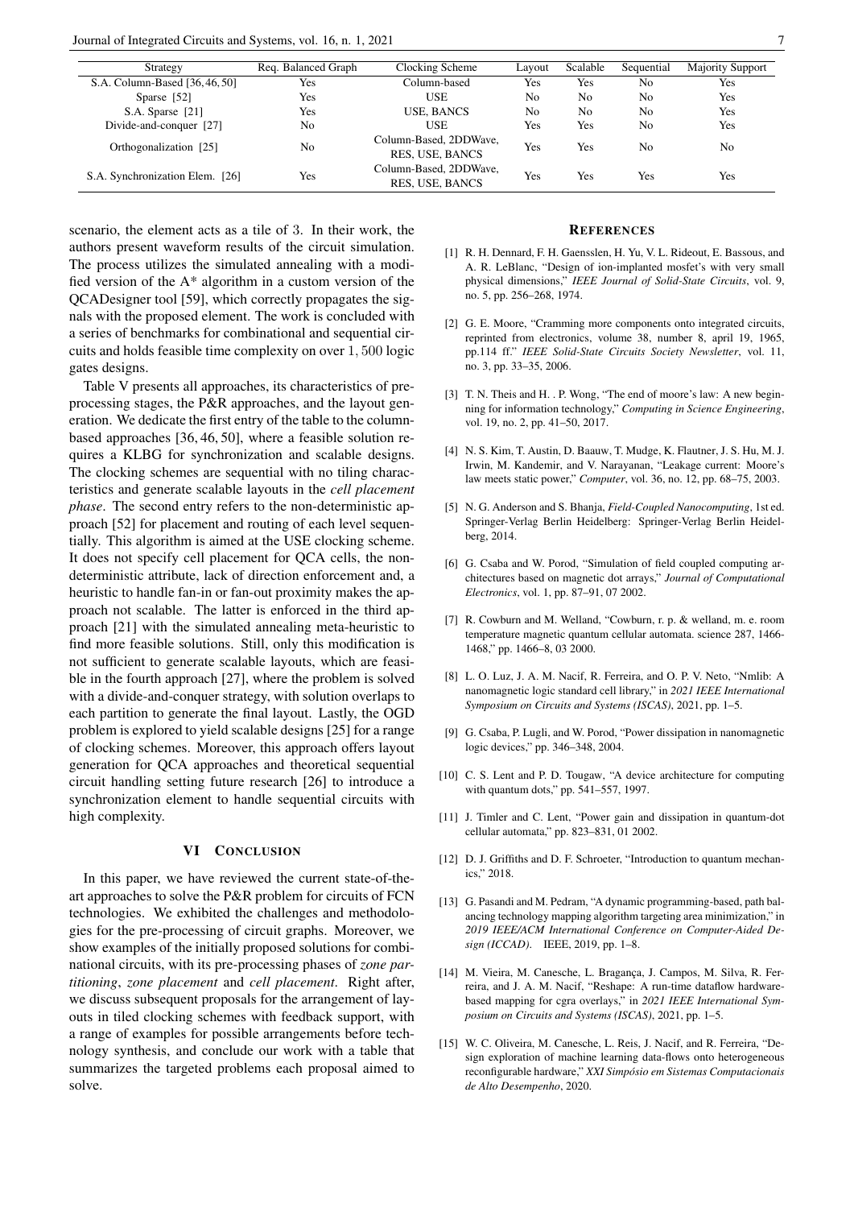| Strategy | Req. Balanced Graph | Clocking Scheme | Layout | Scalable | Sequential | Majority Support |
| --- | --- | --- | --- | --- | --- | --- |
| S.A. Column-Based [36, 46, 50] | Yes | Column-based | Yes | Yes | No | Yes |
| Sparse [52] | Yes | USE | No | No | No | Yes |
| S.A. Sparse [21] | Yes | USE, BANCS | No | No | No | Yes |
| Divide-and-conquer [27] | No | USE | Yes | Yes | No | Yes |
| Orthogonalization [25] | No | Column-Based, 2DDWave, RES, USE, BANCS | Yes | Yes | No | No |
| S.A. Synchronization Elem. [26] | Yes | Column-Based, 2DDWave, RES, USE, BANCS | Yes | Yes | Yes | Yes |

scenario, the element acts as a tile of 3. In their work, the authors present waveform results of the circuit simulation. The process utilizes the simulated annealing with a modified version of the A* algorithm in a custom version of the QCADesigner tool [59], which correctly propagates the signals with the proposed element. The work is concluded with a series of benchmarks for combinational and sequential circuits and holds feasible time complexity on over 1,500 logic gates designs.

Table V presents all approaches, its characteristics of pre-processing stages, the P&R approaches, and the layout generation. We dedicate the first entry of the table to the column-based approaches [36, 46, 50], where a feasible solution requires a KLBG for synchronization and scalable designs. The clocking schemes are sequential with no tiling characteristics and generate scalable layouts in the *cell placement phase*. The second entry refers to the non-deterministic approach [52] for placement and routing of each level sequentially. This algorithm is aimed at the USE clocking scheme. It does not specify cell placement for QCA cells, the non-deterministic attribute, lack of direction enforcement and, a heuristic to handle fan-in or fan-out proximity makes the approach not scalable. The latter is enforced in the third approach [21] with the simulated annealing meta-heuristic to find more feasible solutions. Still, only this modification is not sufficient to generate scalable layouts, which are feasible in the fourth approach [27], where the problem is solved with a divide-and-conquer strategy, with solution overlaps to each partition to generate the final layout. Lastly, the OGD problem is explored to yield scalable designs [25] for a range of clocking schemes. Moreover, this approach offers layout generation for QCA approaches and theoretical sequential circuit handling setting future research [26] to introduce a synchronization element to handle sequential circuits with high complexity.

## VI Conclusion

In this paper, we have reviewed the current state-of-the-art approaches to solve the P&R problem for circuits of FCN technologies. We exhibited the challenges and methodologies for the pre-processing of circuit graphs. Moreover, we show examples of the initially proposed solutions for combinational circuits, with its pre-processing phases of *zone partitioning*, *zone placement* and *cell placement*. Right after, we discuss subsequent proposals for the arrangement of layouts in tiled clocking schemes with feedback support, with a range of examples for possible arrangements before technology synthesis, and conclude our work with a table that summarizes the targeted problems each proposal aimed to solve.

## References

[1] R. H. Dennard, F. H. Gaensslen, H. Yu, V. L. Rideout, E. Bassous, and A. R. LeBlanc, "Design of ion-implanted mosfet's with very small physical dimensions," *IEEE Journal of Solid-State Circuits*, vol. 9, no. 5, pp. 256–268, 1974.

[2] G. E. Moore, "Cramming more components onto integrated circuits, reprinted from electronics, volume 38, number 8, april 19, 1965, pp.114 ff." *IEEE Solid-State Circuits Society Newsletter*, vol. 11, no. 3, pp. 33–35, 2006.

[3] T. N. Theis and H. . P. Wong, "The end of moore's law: A new beginning for information technology," *Computing in Science Engineering*, vol. 19, no. 2, pp. 41–50, 2017.

[4] N. S. Kim, T. Austin, D. Baauw, T. Mudge, K. Flautner, J. S. Hu, M. J. Irwin, M. Kandemir, and V. Narayanan, "Leakage current: Moore's law meets static power," *Computer*, vol. 36, no. 12, pp. 68–75, 2003.

[5] N. G. Anderson and S. Bhanja, *Field-Coupled Nanocomputing*, 1st ed. Springer-Verlag Berlin Heidelberg: Springer-Verlag Berlin Heidelberg, 2014.

[6] G. Csaba and W. Porod, "Simulation of field coupled computing architectures based on magnetic dot arrays," *Journal of Computational Electronics*, vol. 1, pp. 87–91, 07 2002.

[7] R. Cowburn and M. Welland, "Cowburn, r. p. & welland, m. e. room temperature magnetic quantum cellular automata. science 287, 1466-1468," pp. 1466–8, 03 2000.

[8] L. O. Luz, J. A. M. Nacif, R. Ferreira, and O. P. V. Neto, "Nmlib: A nanomagnetic logic standard cell library," in *2021 IEEE International Symposium on Circuits and Systems (ISCAS)*, 2021, pp. 1–5.

[9] G. Csaba, P. Lugli, and W. Porod, "Power dissipation in nanomagnetic logic devices," pp. 346–348, 2004.

[10] C. S. Lent and P. D. Tougaw, "A device architecture for computing with quantum dots," pp. 541–557, 1997.

[11] J. Timler and C. Lent, "Power gain and dissipation in quantum-dot cellular automata," pp. 823–831, 01 2002.

[12] D. J. Griffiths and D. F. Schroeter, "Introduction to quantum mechanics," 2018.

[13] G. Pasandi and M. Pedram, "A dynamic programming-based, path balancing technology mapping algorithm targeting area minimization," in *2019 IEEE/ACM International Conference on Computer-Aided Design (ICCAD)*. IEEE, 2019, pp. 1–8.

[14] M. Vieira, M. Canesche, L. Bragança, J. Campos, M. Silva, R. Ferreira, and J. A. M. Nacif, "Reshape: A run-time dataflow hardware-based mapping for cgra overlays," in *2021 IEEE International Symposium on Circuits and Systems (ISCAS)*, 2021, pp. 1–5.

[15] W. C. Oliveira, M. Canesche, L. Reis, J. Nacif, and R. Ferreira, "Design exploration of machine learning data-flows onto heterogeneous reconfigurable hardware," *XXI Simpósio em Sistemas Computacionais de Alto Desempenho*, 2020.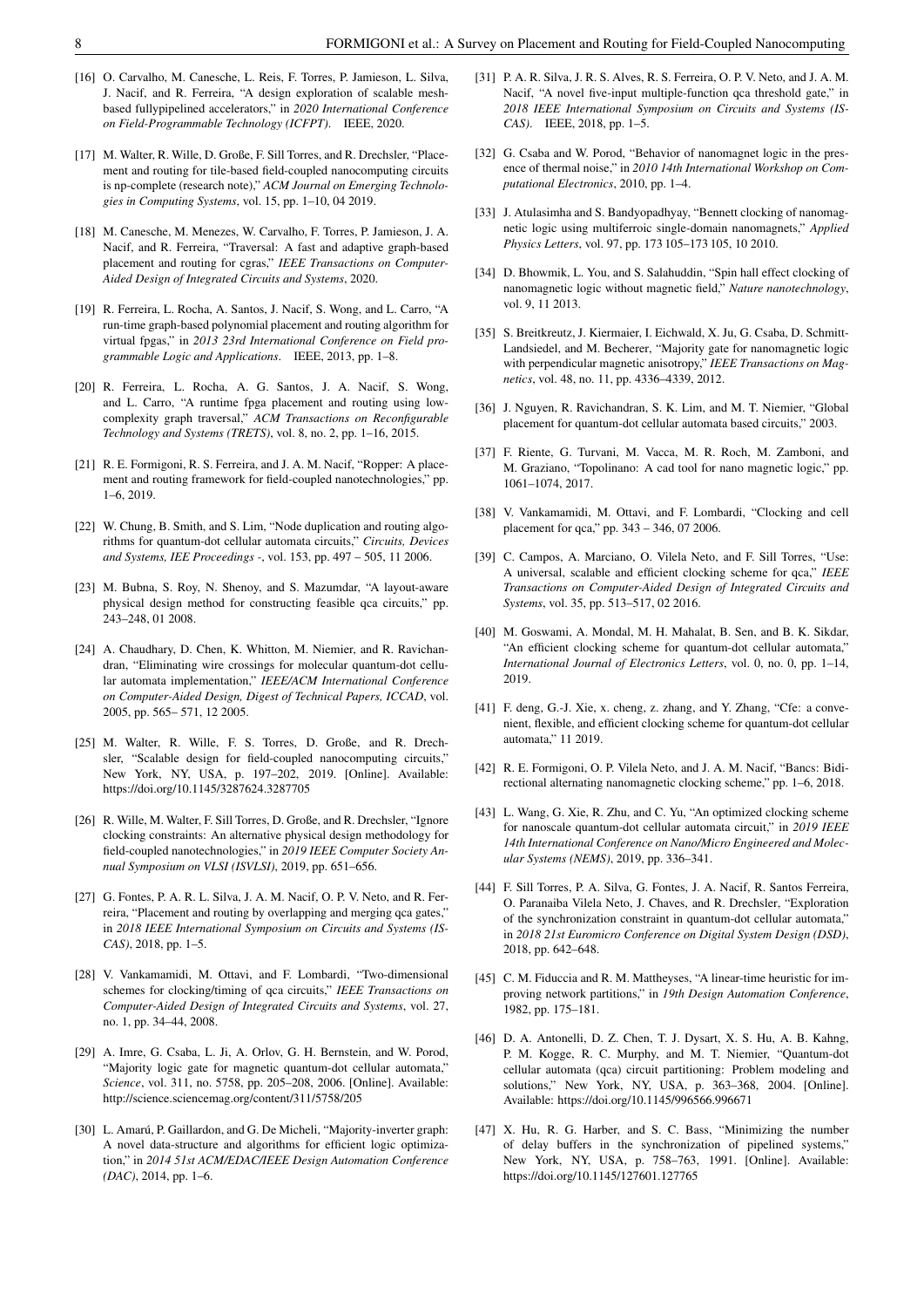[16] O. Carvalho, M. Canesche, L. Reis, F. Torres, P. Jamieson, L. Silva, J. Nacif, and R. Ferreira, "A design exploration of scalable mesh-based fullypipelined accelerators," in *2020 International Conference on Field-Programmable Technology (ICFPT)*. IEEE, 2020.

[17] M. Walter, R. Wille, D. Große, F. Sill Torres, and R. Drechsler, "Placement and routing for tile-based field-coupled nanocomputing circuits is np-complete (research note)," *ACM Journal on Emerging Technologies in Computing Systems*, vol. 15, pp. 1–10, 04 2019.

[18] M. Canesche, M. Menezes, W. Carvalho, F. Torres, P. Jamieson, J. A. Nacif, and R. Ferreira, "Traversal: A fast and adaptive graph-based placement and routing for cgras," *IEEE Transactions on Computer-Aided Design of Integrated Circuits and Systems*, 2020.

[19] R. Ferreira, L. Rocha, A. Santos, J. Nacif, S. Wong, and L. Carro, "A run-time graph-based polynomial placement and routing algorithm for virtual fpgas," in *2013 23rd International Conference on Field programmable Logic and Applications*. IEEE, 2013, pp. 1–8.

[20] R. Ferreira, L. Rocha, A. G. Santos, J. A. Nacif, S. Wong, and L. Carro, "A runtime fpga placement and routing using low-complexity graph traversal," *ACM Transactions on Reconfigurable Technology and Systems (TRETS)*, vol. 8, no. 2, pp. 1–16, 2015.

[21] R. E. Formigoni, R. S. Ferreira, and J. A. M. Nacif, "Ropper: A placement and routing framework for field-coupled nanotechnologies," pp. 1–6, 2019.

[22] W. Chung, B. Smith, and S. Lim, "Node duplication and routing algorithms for quantum-dot cellular automata circuits," *Circuits, Devices and Systems, IEE Proceedings -*, vol. 153, pp. 497 – 505, 11 2006.

[23] M. Bubna, S. Roy, N. Shenoy, and S. Mazumdar, "A layout-aware physical design method for constructing feasible qca circuits," pp. 243–248, 01 2008.

[24] A. Chaudhary, D. Chen, K. Whitton, M. Niemier, and R. Ravichandran, "Eliminating wire crossings for molecular quantum-dot cellular automata implementation," *IEEE/ACM International Conference on Computer-Aided Design, Digest of Technical Papers, ICCAD*, vol. 2005, pp. 565– 571, 12 2005.

[25] M. Walter, R. Wille, F. S. Torres, D. Große, and R. Drechsler, "Scalable design for field-coupled nanocomputing circuits," New York, NY, USA, p. 197–202, 2019. [Online]. Available: https://doi.org/10.1145/3287624.3287705

[26] R. Wille, M. Walter, F. Sill Torres, D. Große, and R. Drechsler, "Ignore clocking constraints: An alternative physical design methodology for field-coupled nanotechnologies," in *2019 IEEE Computer Society Annual Symposium on VLSI (ISVLSI)*, 2019, pp. 651–656.

[27] G. Fontes, P. A. R. L. Silva, J. A. M. Nacif, O. P. V. Neto, and R. Ferreira, "Placement and routing by overlapping and merging qca gates," in *2018 IEEE International Symposium on Circuits and Systems (ISCAS)*, 2018, pp. 1–5.

[28] V. Vankamamidi, M. Ottavi, and F. Lombardi, "Two-dimensional schemes for clocking/timing of qca circuits," *IEEE Transactions on Computer-Aided Design of Integrated Circuits and Systems*, vol. 27, no. 1, pp. 34–44, 2008.

[29] A. Imre, G. Csaba, L. Ji, A. Orlov, G. H. Bernstein, and W. Porod, "Majority logic gate for magnetic quantum-dot cellular automata," *Science*, vol. 311, no. 5758, pp. 205–208, 2006. [Online]. Available: http://science.sciencemag.org/content/311/5758/205

[30] L. Amarú, P. Gaillardon, and G. De Micheli, "Majority-inverter graph: A novel data-structure and algorithms for efficient logic optimization," in *2014 51st ACM/EDAC/IEEE Design Automation Conference (DAC)*, 2014, pp. 1–6.

[31] P. A. R. Silva, J. R. S. Alves, R. S. Ferreira, O. P. V. Neto, and J. A. M. Nacif, "A novel five-input multiple-function qca threshold gate," in *2018 IEEE International Symposium on Circuits and Systems (ISCAS)*. IEEE, 2018, pp. 1–5.

[32] G. Csaba and W. Porod, "Behavior of nanomagnet logic in the presence of thermal noise," in *2010 14th International Workshop on Computational Electronics*, 2010, pp. 1–4.

[33] J. Atulasimha and S. Bandyopadhyay, "Bennett clocking of nanomagnetic logic using multiferroic single-domain nanomagnets," *Applied Physics Letters*, vol. 97, pp. 173 105–173 105, 10 2010.

[34] D. Bhowmik, L. You, and S. Salahuddin, "Spin hall effect clocking of nanomagnetic logic without magnetic field," *Nature nanotechnology*, vol. 9, 11 2013.

[35] S. Breitkreutz, J. Kiermaier, I. Eichwald, X. Ju, G. Csaba, D. Schmitt-Landsiedel, and M. Becherer, "Majority gate for nanomagnetic logic with perpendicular magnetic anisotropy," *IEEE Transactions on Magnetics*, vol. 48, no. 11, pp. 4336–4339, 2012.

[36] J. Nguyen, R. Ravichandran, S. K. Lim, and M. T. Niemier, "Global placement for quantum-dot cellular automata based circuits," 2003.

[37] F. Riente, G. Turvani, M. Vacca, M. R. Roch, M. Zamboni, and M. Graziano, "Topolinano: A cad tool for nano magnetic logic," pp. 1061–1074, 2017.

[38] V. Vankamamidi, M. Ottavi, and F. Lombardi, "Clocking and cell placement for qca," pp. 343 – 346, 07 2006.

[39] C. Campos, A. Marciano, O. Vilela Neto, and F. Sill Torres, "Use: A universal, scalable and efficient clocking scheme for qca," *IEEE Transactions on Computer-Aided Design of Integrated Circuits and Systems*, vol. 35, pp. 513–517, 02 2016.

[40] M. Goswami, A. Mondal, M. H. Mahalat, B. Sen, and B. K. Sikdar, "An efficient clocking scheme for quantum-dot cellular automata," *International Journal of Electronics Letters*, vol. 0, no. 0, pp. 1–14, 2019.

[41] F. deng, G.-J. Xie, x. cheng, z. zhang, and Y. Zhang, "Cfe: a convenient, flexible, and efficient clocking scheme for quantum-dot cellular automata," 11 2019.

[42] R. E. Formigoni, O. P. Vilela Neto, and J. A. M. Nacif, "Bancs: Bidirectional alternating nanomagnetic clocking scheme," pp. 1–6, 2018.

[43] L. Wang, G. Xie, R. Zhu, and C. Yu, "An optimized clocking scheme for nanoscale quantum-dot cellular automata circuit," in *2019 IEEE 14th International Conference on Nano/Micro Engineered and Molecular Systems (NEMS)*, 2019, pp. 336–341.

[44] F. Sill Torres, P. A. Silva, G. Fontes, J. A. Nacif, R. Santos Ferreira, O. Paranaiba Vilela Neto, J. Chaves, and R. Drechsler, "Exploration of the synchronization constraint in quantum-dot cellular automata," in *2018 21st Euromicro Conference on Digital System Design (DSD)*, 2018, pp. 642–648.

[45] C. M. Fiduccia and R. M. Mattheyses, "A linear-time heuristic for improving network partitions," in *19th Design Automation Conference*, 1982, pp. 175–181.

[46] D. A. Antonelli, D. Z. Chen, T. J. Dysart, X. S. Hu, A. B. Kahng, P. M. Kogge, R. C. Murphy, and M. T. Niemier, "Quantum-dot cellular automata (qca) circuit partitioning: Problem modeling and solutions," New York, NY, USA, p. 363–368, 2004. [Online]. Available: https://doi.org/10.1145/996566.996671

[47] X. Hu, R. G. Harber, and S. C. Bass, "Minimizing the number of delay buffers in the synchronization of pipelined systems," New York, NY, USA, p. 758–763, 1991. [Online]. Available: https://doi.org/10.1145/127601.127765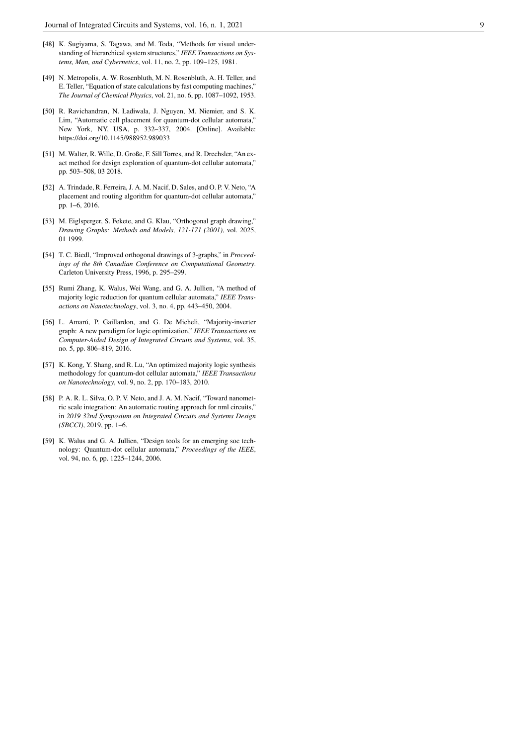[48] K. Sugiyama, S. Tagawa, and M. Toda, "Methods for visual understanding of hierarchical system structures," *IEEE Transactions on Systems, Man, and Cybernetics*, vol. 11, no. 2, pp. 109–125, 1981.

[49] N. Metropolis, A. W. Rosenbluth, M. N. Rosenbluth, A. H. Teller, and E. Teller, "Equation of state calculations by fast computing machines," *The Journal of Chemical Physics*, vol. 21, no. 6, pp. 1087–1092, 1953.

[50] R. Ravichandran, N. Ladiwala, J. Nguyen, M. Niemier, and S. K. Lim, "Automatic cell placement for quantum-dot cellular automata," New York, NY, USA, p. 332–337, 2004. [Online]. Available: https://doi.org/10.1145/988952.989033

[51] M. Walter, R. Wille, D. Große, F. Sill Torres, and R. Drechsler, "An exact method for design exploration of quantum-dot cellular automata," pp. 503–508, 03 2018.

[52] A. Trindade, R. Ferreira, J. A. M. Nacif, D. Sales, and O. P. V. Neto, "A placement and routing algorithm for quantum-dot cellular automata," pp. 1–6, 2016.

[53] M. Eiglsperger, S. Fekete, and G. Klau, "Orthogonal graph drawing," *Drawing Graphs: Methods and Models, 121-171 (2001)*, vol. 2025, 01 1999.

[54] T. C. Biedl, "Improved orthogonal drawings of 3-graphs," in *Proceedings of the 8th Canadian Conference on Computational Geometry*. Carleton University Press, 1996, p. 295–299.

[55] Rumi Zhang, K. Walus, Wei Wang, and G. A. Jullien, "A method of majority logic reduction for quantum cellular automata," *IEEE Transactions on Nanotechnology*, vol. 3, no. 4, pp. 443–450, 2004.

[56] L. Amarú, P. Gaillardon, and G. De Micheli, "Majority-inverter graph: A new paradigm for logic optimization," *IEEE Transactions on Computer-Aided Design of Integrated Circuits and Systems*, vol. 35, no. 5, pp. 806–819, 2016.

[57] K. Kong, Y. Shang, and R. Lu, "An optimized majority logic synthesis methodology for quantum-dot cellular automata," *IEEE Transactions on Nanotechnology*, vol. 9, no. 2, pp. 170–183, 2010.

[58] P. A. R. L. Silva, O. P. V. Neto, and J. A. M. Nacif, "Toward nanometric scale integration: An automatic routing approach for nml circuits," in *2019 32nd Symposium on Integrated Circuits and Systems Design (SBCCI)*, 2019, pp. 1–6.

[59] K. Walus and G. A. Jullien, "Design tools for an emerging soc technology: Quantum-dot cellular automata," *Proceedings of the IEEE*, vol. 94, no. 6, pp. 1225–1244, 2006.